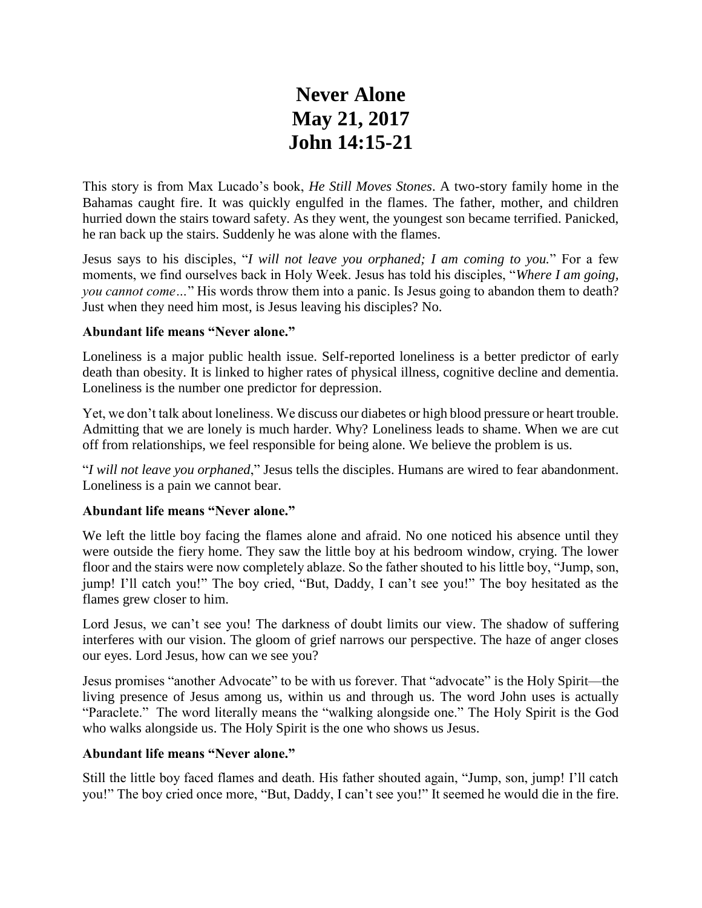# Never Alone
# May 21, 2017
# John 14:15-21

This story is from Max Lucado's book, *He Still Moves Stones*. A two-story family home in the Bahamas caught fire. It was quickly engulfed in the flames. The father, mother, and children hurried down the stairs toward safety. As they went, the youngest son became terrified. Panicked, he ran back up the stairs. Suddenly he was alone with the flames.

Jesus says to his disciples, "*I will not leave you orphaned; I am coming to you.*" For a few moments, we find ourselves back in Holy Week. Jesus has told his disciples, "*Where I am going, you cannot come…*" His words throw them into a panic. Is Jesus going to abandon them to death? Just when they need him most, is Jesus leaving his disciples? No.

**Abundant life means "Never alone."**

Loneliness is a major public health issue. Self-reported loneliness is a better predictor of early death than obesity. It is linked to higher rates of physical illness, cognitive decline and dementia. Loneliness is the number one predictor for depression.

Yet, we don't talk about loneliness. We discuss our diabetes or high blood pressure or heart trouble. Admitting that we are lonely is much harder. Why? Loneliness leads to shame. When we are cut off from relationships, we feel responsible for being alone. We believe the problem is us.

"*I will not leave you orphaned*," Jesus tells the disciples. Humans are wired to fear abandonment. Loneliness is a pain we cannot bear.

**Abundant life means "Never alone."**

We left the little boy facing the flames alone and afraid. No one noticed his absence until they were outside the fiery home. They saw the little boy at his bedroom window, crying. The lower floor and the stairs were now completely ablaze. So the father shouted to his little boy, "Jump, son, jump! I'll catch you!" The boy cried, "But, Daddy, I can't see you!" The boy hesitated as the flames grew closer to him.

Lord Jesus, we can't see you! The darkness of doubt limits our view. The shadow of suffering interferes with our vision. The gloom of grief narrows our perspective. The haze of anger closes our eyes. Lord Jesus, how can we see you?

Jesus promises "another Advocate" to be with us forever. That "advocate" is the Holy Spirit—the living presence of Jesus among us, within us and through us. The word John uses is actually "Paraclete." The word literally means the "walking alongside one." The Holy Spirit is the God who walks alongside us. The Holy Spirit is the one who shows us Jesus.

**Abundant life means "Never alone."**

Still the little boy faced flames and death. His father shouted again, "Jump, son, jump! I'll catch you!" The boy cried once more, "But, Daddy, I can't see you!" It seemed he would die in the fire.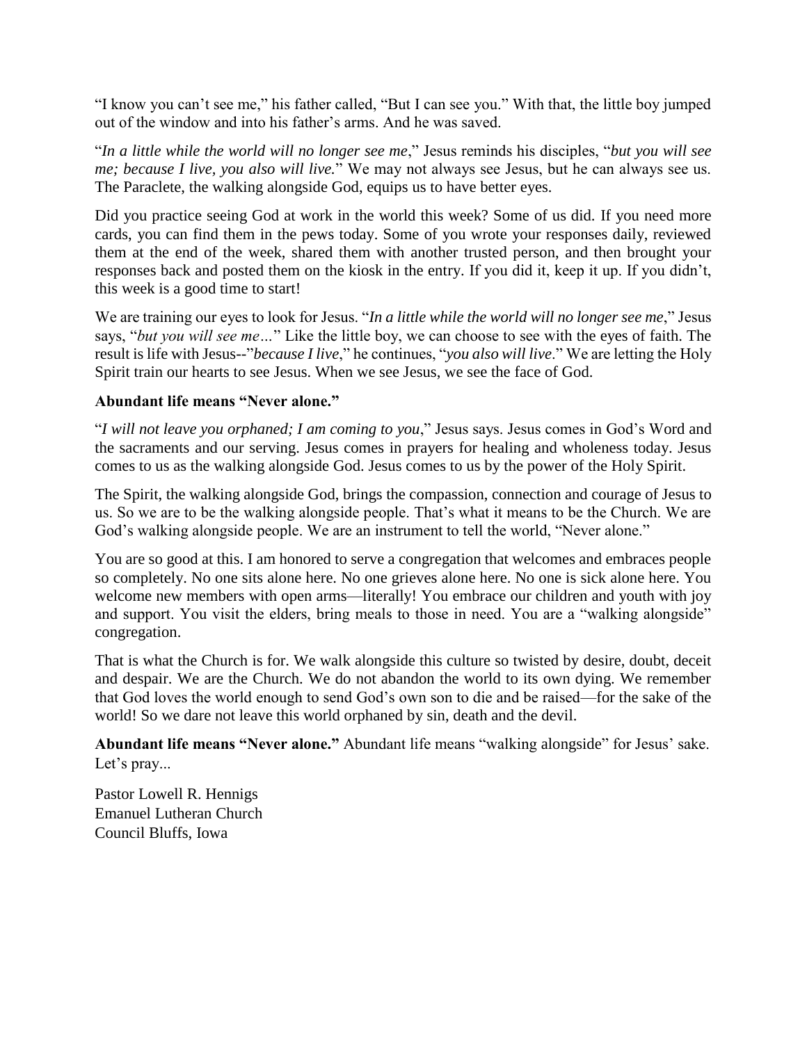"I know you can't see me," his father called, "But I can see you." With that, the little boy jumped out of the window and into his father's arms. And he was saved.

"*In a little while the world will no longer see me*," Jesus reminds his disciples, "*but you will see me; because I live, you also will live.*" We may not always see Jesus, but he can always see us. The Paraclete, the walking alongside God, equips us to have better eyes.

Did you practice seeing God at work in the world this week? Some of us did. If you need more cards, you can find them in the pews today. Some of you wrote your responses daily, reviewed them at the end of the week, shared them with another trusted person, and then brought your responses back and posted them on the kiosk in the entry. If you did it, keep it up. If you didn't, this week is a good time to start!

We are training our eyes to look for Jesus. "*In a little while the world will no longer see me*," Jesus says, "*but you will see me…*" Like the little boy, we can choose to see with the eyes of faith. The result is life with Jesus--"*because I live*," he continues, "*you also will live*." We are letting the Holy Spirit train our hearts to see Jesus. When we see Jesus, we see the face of God.

**Abundant life means "Never alone."**

"*I will not leave you orphaned; I am coming to you*," Jesus says. Jesus comes in God's Word and the sacraments and our serving. Jesus comes in prayers for healing and wholeness today. Jesus comes to us as the walking alongside God. Jesus comes to us by the power of the Holy Spirit.

The Spirit, the walking alongside God, brings the compassion, connection and courage of Jesus to us. So we are to be the walking alongside people. That's what it means to be the Church. We are God's walking alongside people. We are an instrument to tell the world, "Never alone."

You are so good at this. I am honored to serve a congregation that welcomes and embraces people so completely. No one sits alone here. No one grieves alone here. No one is sick alone here. You welcome new members with open arms—literally! You embrace our children and youth with joy and support. You visit the elders, bring meals to those in need. You are a "walking alongside" congregation.

That is what the Church is for. We walk alongside this culture so twisted by desire, doubt, deceit and despair. We are the Church. We do not abandon the world to its own dying. We remember that God loves the world enough to send God's own son to die and be raised—for the sake of the world! So we dare not leave this world orphaned by sin, death and the devil.

**Abundant life means "Never alone."** Abundant life means "walking alongside" for Jesus' sake. Let's pray...

Pastor Lowell R. Hennigs
Emanuel Lutheran Church
Council Bluffs, Iowa